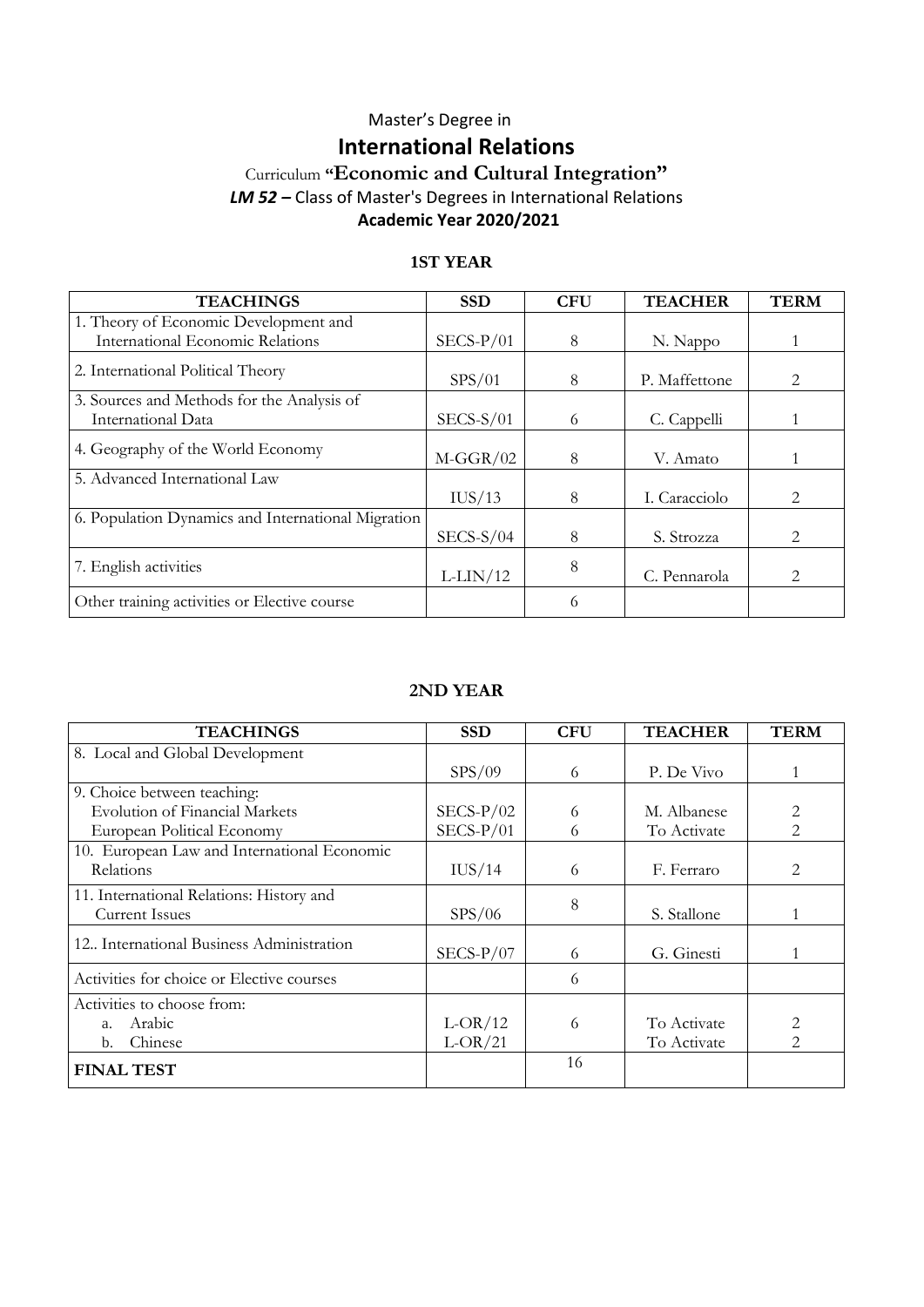Master's Degree in

# International Relations

Curriculum **"Economic and Cultural Integration"**

***LM 52*** **–** Class of Master's Degrees in International Relations

**Academic Year 2020/2021**

## 1ST YEAR

| TEACHINGS | SSD | CFU | TEACHER | TERM |
|---|---|---|---|---|
| 1. Theory of Economic Development and International Economic Relations | SECS-P/01 | 8 | N. Nappo | 1 |
| 2. International Political Theory | SPS/01 | 8 | P. Maffettone | 2 |
| 3. Sources and Methods for the Analysis of International Data | SECS-S/01 | 6 | C. Cappelli | 1 |
| 4. Geography of the World Economy | M-GGR/02 | 8 | V. Amato | 1 |
| 5. Advanced International Law | IUS/13 | 8 | I. Caracciolo | 2 |
| 6. Population Dynamics and International Migration | SECS-S/04 | 8 | S. Strozza | 2 |
| 7. English activities | L-LIN/12 | 8 | C. Pennarola | 2 |
| Other training activities or Elective course | | 6 | | |

## 2ND YEAR

| TEACHINGS | SSD | CFU | TEACHER | TERM |
|---|---|---|---|---|
| 8. Local and Global Development | SPS/09 | 6 | P. De Vivo | 1 |
| 9. Choice between teaching:<br>Evolution of Financial Markets<br>European Political Economy | <br>SECS-P/02<br>SECS-P/01 | <br>6<br>6 | <br>M. Albanese<br>To Activate | <br>2<br>2 |
| 10. European Law and International Economic Relations | IUS/14 | 6 | F. Ferraro | 2 |
| 11. International Relations: History and Current Issues | SPS/06 | 8 | S. Stallone | 1 |
| 12.. International Business Administration | SECS-P/07 | 6 | G. Ginesti | 1 |
| Activities for choice or Elective courses | | 6 | | |
| Activities to choose from:<br>a. Arabic<br>b. Chinese | <br>L-OR/12<br>L-OR/21 | 6 | <br>To Activate<br>To Activate | <br>2<br>2 |
| **FINAL TEST** | | 16 | | |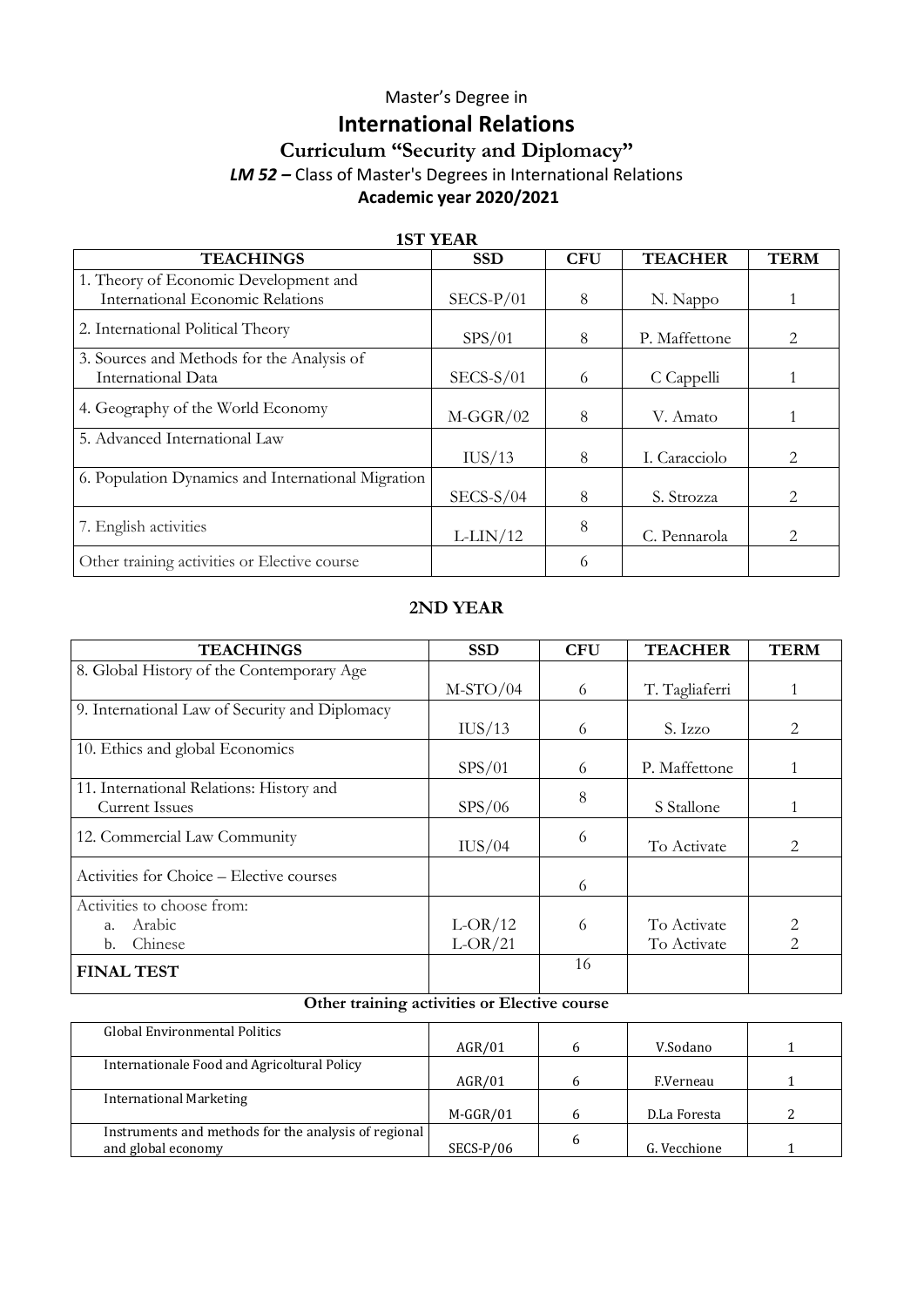Master's Degree in

# International Relations

## Curriculum "Security and Diplomacy"

***LM 52 –*** Class of Master's Degrees in International Relations

**Academic year 2020/2021**

### 1ST YEAR

| TEACHINGS | SSD | CFU | TEACHER | TERM |
|---|---|---|---|---|
| 1. Theory of Economic Development and International Economic Relations | SECS-P/01 | 8 | N. Nappo | 1 |
| 2. International Political Theory | SPS/01 | 8 | P. Maffettone | 2 |
| 3. Sources and Methods for the Analysis of International Data | SECS-S/01 | 6 | C Cappelli | 1 |
| 4. Geography of the World Economy | M-GGR/02 | 8 | V. Amato | 1 |
| 5. Advanced International Law | IUS/13 | 8 | I. Caracciolo | 2 |
| 6. Population Dynamics and International Migration | SECS-S/04 | 8 | S. Strozza | 2 |
| 7. English activities | L-LIN/12 | 8 | C. Pennarola | 2 |
| Other training activities or Elective course | | 6 | | |

### 2ND YEAR

| TEACHINGS | SSD | CFU | TEACHER | TERM |
|---|---|---|---|---|
| 8. Global History of the Contemporary Age | M-STO/04 | 6 | T. Tagliaferri | 1 |
| 9. International Law of Security and Diplomacy | IUS/13 | 6 | S. Izzo | 2 |
| 10. Ethics and global Economics | SPS/01 | 6 | P. Maffettone | 1 |
| 11. International Relations: History and Current Issues | SPS/06 | 8 | S Stallone | 1 |
| 12. Commercial Law Community | IUS/04 | 6 | To Activate | 2 |
| Activities for Choice – Elective courses | | 6 | | |
| Activities to choose from:<br>a. Arabic<br>b. Chinese | <br>L-OR/12<br>L-OR/21 | 6 | <br>To Activate<br>To Activate | <br>2<br>2 |
| **FINAL TEST** | | 16 | | |

**Other training activities or Elective course**

| | | | | |
|---|---|---|---|---|
| Global Environmental Politics | AGR/01 | 6 | V.Sodano | 1 |
| Internationale Food and Agricoltural Policy | AGR/01 | 6 | F.Verneau | 1 |
| International Marketing | M-GGR/01 | 6 | D.La Foresta | 2 |
| Instruments and methods for the analysis of regional and global economy | SECS-P/06 | 6 | G. Vecchione | 1 |